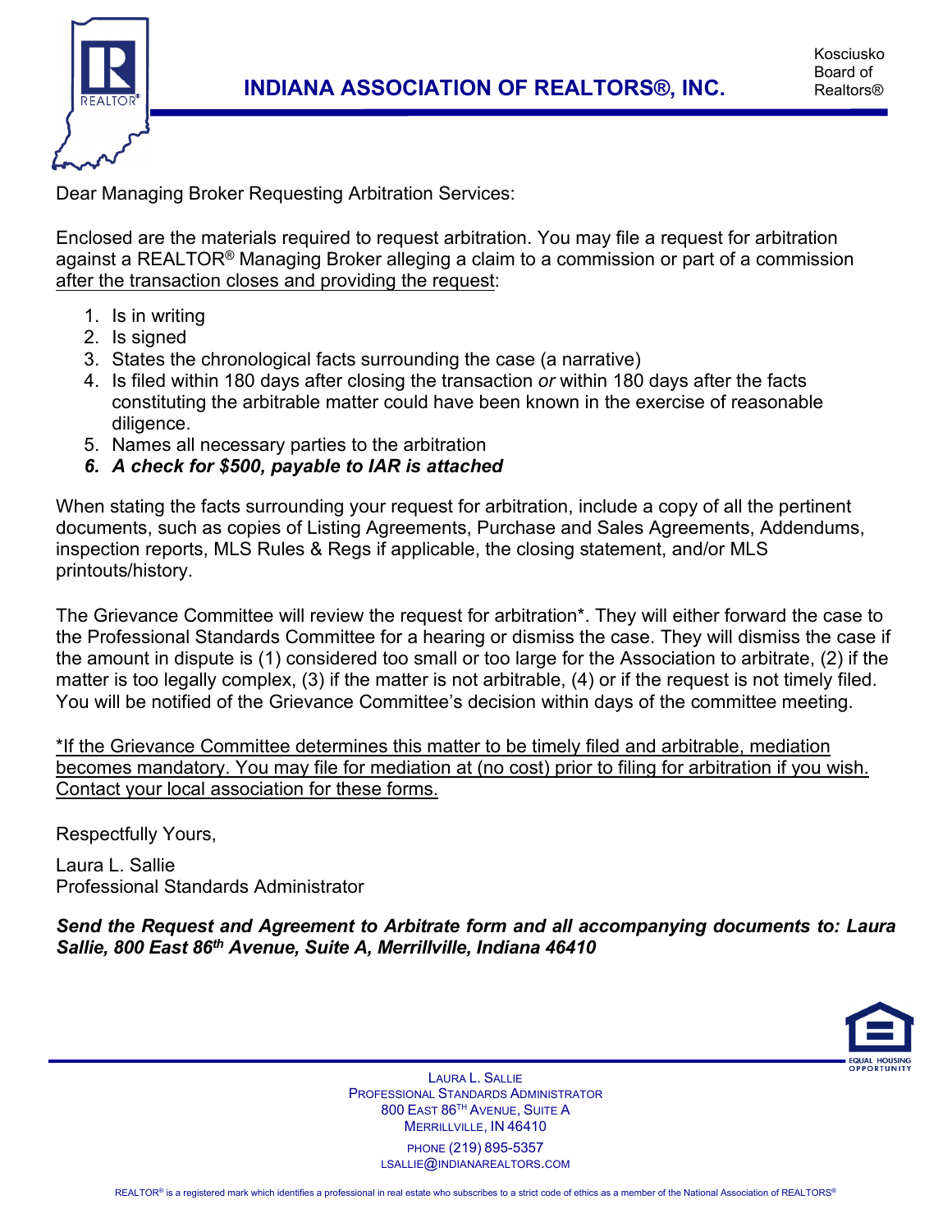# INDIANA ASSOCIATION OF REALTORS®, INC.

Kosciusko Board of Realtors®

Dear Managing Broker Requesting Arbitration Services:

Enclosed are the materials required to request arbitration. You may file a request for arbitration against a REALTOR® Managing Broker alleging a claim to a commission or part of a commission after the transaction closes and providing the request:

1. Is in writing
2. Is signed
3. States the chronological facts surrounding the case (a narrative)
4. Is filed within 180 days after closing the transaction *or* within 180 days after the facts constituting the arbitrable matter could have been known in the exercise of reasonable diligence.
5. Names all necessary parties to the arbitration
6. ***A check for $500, payable to IAR is attached***

When stating the facts surrounding your request for arbitration, include a copy of all the pertinent documents, such as copies of Listing Agreements, Purchase and Sales Agreements, Addendums, inspection reports, MLS Rules & Regs if applicable, the closing statement, and/or MLS printouts/history.

The Grievance Committee will review the request for arbitration*. They will either forward the case to the Professional Standards Committee for a hearing or dismiss the case. They will dismiss the case if the amount in dispute is (1) considered too small or too large for the Association to arbitrate, (2) if the matter is too legally complex, (3) if the matter is not arbitrable, (4) or if the request is not timely filed. You will be notified of the Grievance Committee's decision within days of the committee meeting.

*If the Grievance Committee determines this matter to be timely filed and arbitrable, mediation becomes mandatory. You may file for mediation at (no cost) prior to filing for arbitration if you wish. Contact your local association for these forms.

Respectfully Yours,

Laura L. Sallie
Professional Standards Administrator

***Send the Request and Agreement to Arbitrate form and all accompanying documents to: Laura Sallie, 800 East 86th Avenue, Suite A, Merrillville, Indiana 46410***

LAURA L. SALLIE
PROFESSIONAL STANDARDS ADMINISTRATOR
800 EAST 86TH AVENUE, SUITE A
MERRILLVILLE, IN 46410
PHONE (219) 895-5357
LSALLIE@INDIANAREALTORS.COM

REALTOR® is a registered mark which identifies a professional in real estate who subscribes to a strict code of ethics as a member of the National Association of REALTORS®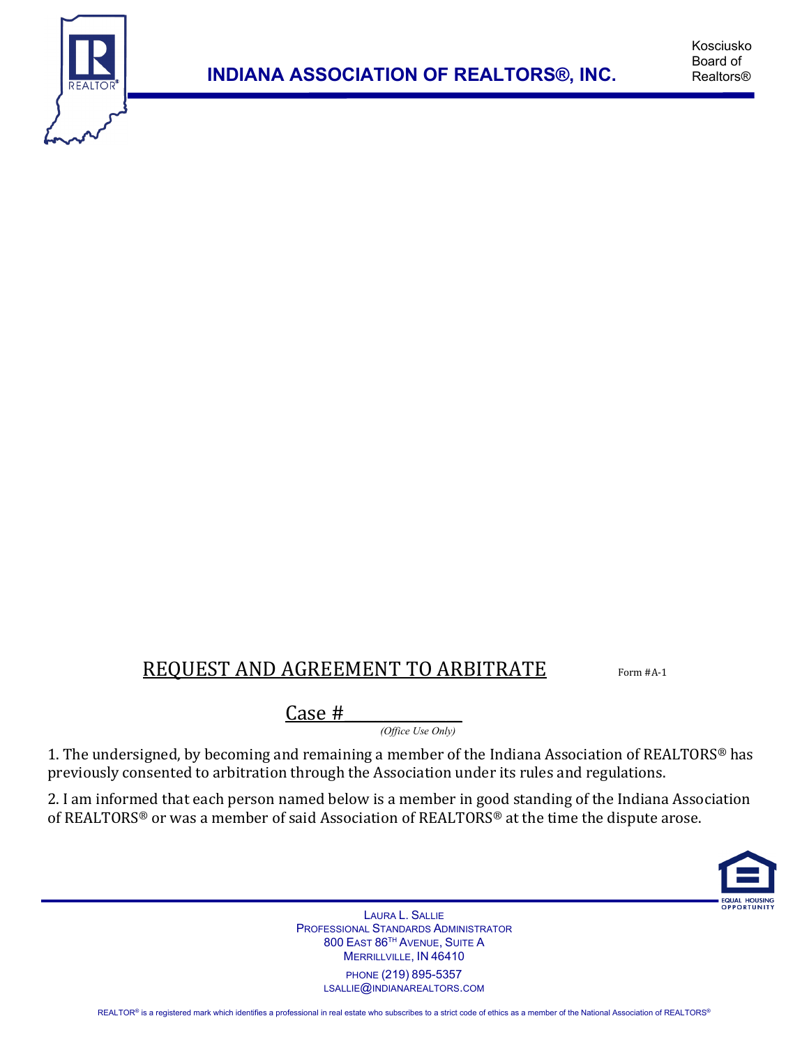INDIANA ASSOCIATION OF REALTORS®, INC.

Kosciusko Board of Realtors®

# REQUEST AND AGREEMENT TO ARBITRATE

Form #A-1

Case #\_\_\_\_\_\_\_\_\_\_\_\_\_\_
*(Office Use Only)*

1. The undersigned, by becoming and remaining a member of the Indiana Association of REALTORS® has previously consented to arbitration through the Association under its rules and regulations.

2. I am informed that each person named below is a member in good standing of the Indiana Association of REALTORS® or was a member of said Association of REALTORS® at the time the dispute arose.

LAURA L. SALLIE
PROFESSIONAL STANDARDS ADMINISTRATOR
800 EAST 86TH AVENUE, SUITE A
MERRILLVILLE, IN 46410
PHONE (219) 895-5357
LSALLIE@INDIANAREALTORS.COM

REALTOR® is a registered mark which identifies a professional in real estate who subscribes to a strict code of ethics as a member of the National Association of REALTORS®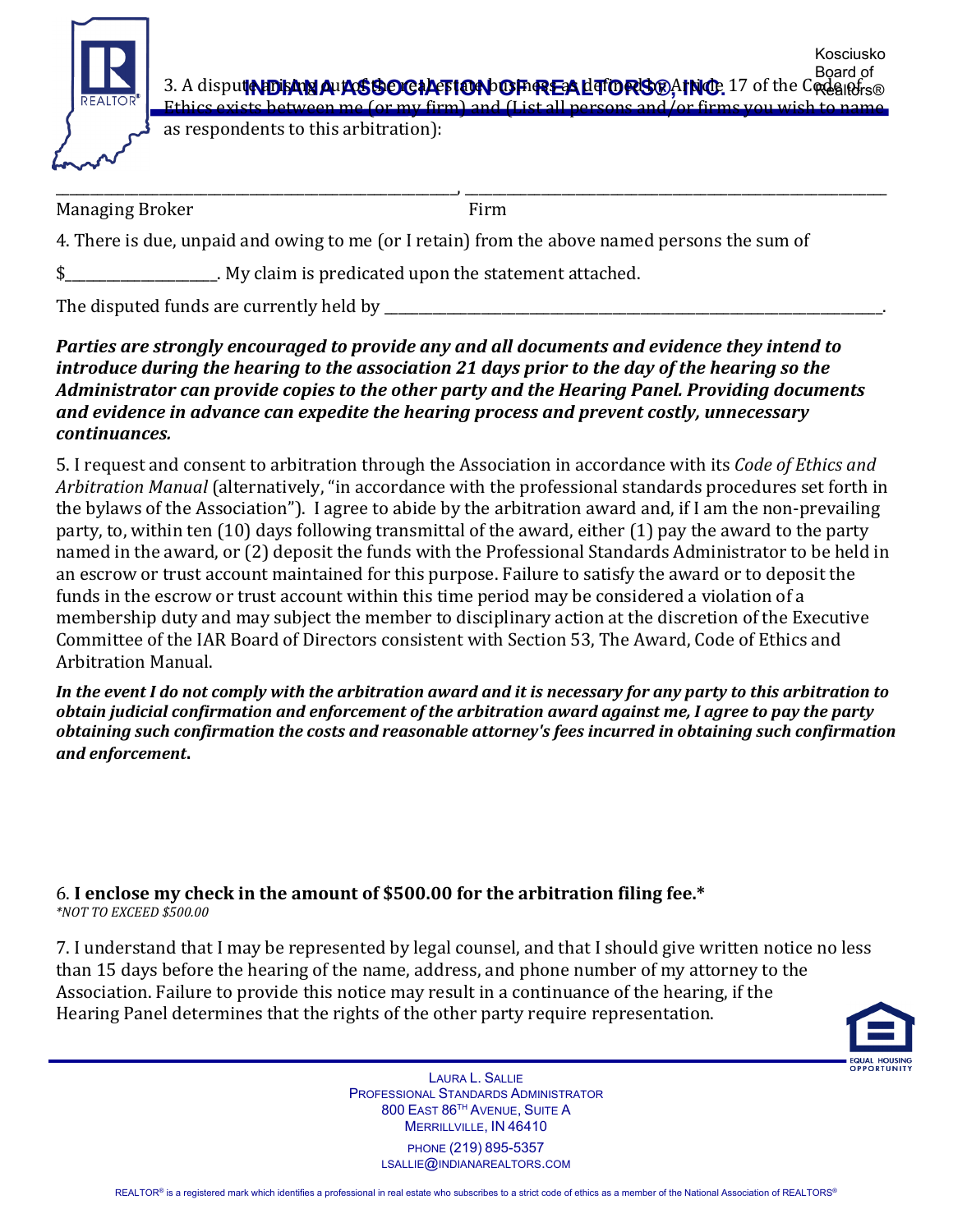3. A dispute arising out of the real estate business as defined by Article 17 of the Code of Ethics exists between me (or my firm) and (List all persons and/or firms you wish to name as respondents to this arbitration):

\_\_\_\_\_\_\_\_\_\_\_\_\_\_\_\_\_\_\_\_\_\_\_\_\_\_\_\_\_\_\_\_\_\_\_\_\_\_\_\_\_\_, \_\_\_\_\_\_\_\_\_\_\_\_\_\_\_\_\_\_\_\_\_\_\_\_\_\_\_\_\_\_\_\_\_\_\_\_\_\_\_\_\_\_

Managing Broker                                        Firm

4. There is due, unpaid and owing to me (or I retain) from the above named persons the sum of

$\_\_\_\_\_\_\_\_\_\_\_\_\_\_\_\_\_\_\_\_. My claim is predicated upon the statement attached.

The disputed funds are currently held by \_\_\_\_\_\_\_\_\_\_\_\_\_\_\_\_\_\_\_\_\_\_\_\_\_\_\_\_\_\_\_\_\_\_\_\_\_\_\_\_\_\_\_\_\_\_\_\_\_\_.

***Parties are strongly encouraged to provide any and all documents and evidence they intend to introduce during the hearing to the association 21 days prior to the day of the hearing so the Administrator can provide copies to the other party and the Hearing Panel. Providing documents and evidence in advance can expedite the hearing process and prevent costly, unnecessary continuances.***

5. I request and consent to arbitration through the Association in accordance with its *Code of Ethics and Arbitration Manual* (alternatively, "in accordance with the professional standards procedures set forth in the bylaws of the Association"). I agree to abide by the arbitration award and, if I am the non-prevailing party, to, within ten (10) days following transmittal of the award, either (1) pay the award to the party named in the award, or (2) deposit the funds with the Professional Standards Administrator to be held in an escrow or trust account maintained for this purpose. Failure to satisfy the award or to deposit the funds in the escrow or trust account within this time period may be considered a violation of a membership duty and may subject the member to disciplinary action at the discretion of the Executive Committee of the IAR Board of Directors consistent with Section 53, The Award, Code of Ethics and Arbitration Manual.

***In the event I do not comply with the arbitration award and it is necessary for any party to this arbitration to obtain judicial confirmation and enforcement of the arbitration award against me, I agree to pay the party obtaining such confirmation the costs and reasonable attorney's fees incurred in obtaining such confirmation and enforcement.***

6. **I enclose my check in the amount of $500.00 for the arbitration filing fee.***
*\*NOT TO EXCEED $500.00*

7. I understand that I may be represented by legal counsel, and that I should give written notice no less than 15 days before the hearing of the name, address, and phone number of my attorney to the Association. Failure to provide this notice may result in a continuance of the hearing, if the Hearing Panel determines that the rights of the other party require representation.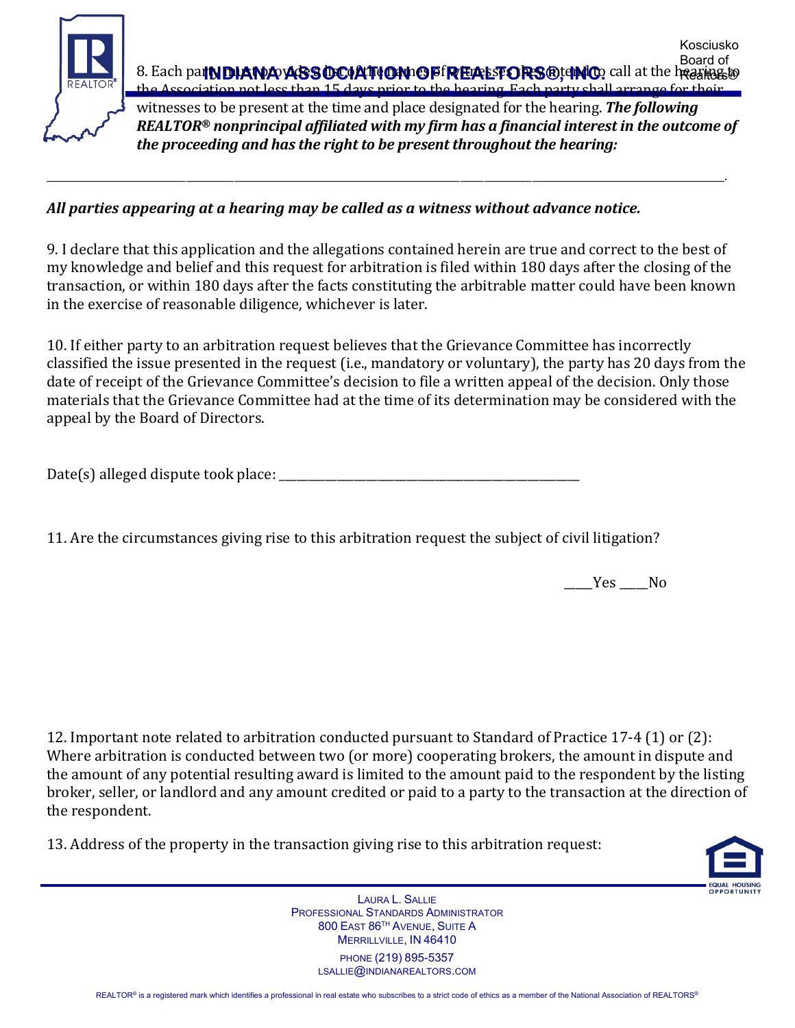8. Each party must provide a list of the names of witnesses they intend to call at the hearing to the Association not less than 15 days prior to the hearing. Each party shall arrange for their witnesses to be present at the time and place designated for the hearing. ***The following REALTOR® nonprincipal affiliated with my firm has a financial interest in the outcome of the proceeding and has the right to be present throughout the hearing:***

_______________________________________________________________________________________________.

***All parties appearing at a hearing may be called as a witness without advance notice.***

9. I declare that this application and the allegations contained herein are true and correct to the best of my knowledge and belief and this request for arbitration is filed within 180 days after the closing of the transaction, or within 180 days after the facts constituting the arbitrable matter could have been known in the exercise of reasonable diligence, whichever is later.

10. If either party to an arbitration request believes that the Grievance Committee has incorrectly classified the issue presented in the request (i.e., mandatory or voluntary), the party has 20 days from the date of receipt of the Grievance Committee's decision to file a written appeal of the decision. Only those materials that the Grievance Committee had at the time of its determination may be considered with the appeal by the Board of Directors.

Date(s) alleged dispute took place: ____________________________________________

11. Are the circumstances giving rise to this arbitration request the subject of civil litigation?

_____Yes _____No

12. Important note related to arbitration conducted pursuant to Standard of Practice 17-4 (1) or (2): Where arbitration is conducted between two (or more) cooperating brokers, the amount in dispute and the amount of any potential resulting award is limited to the amount paid to the respondent by the listing broker, seller, or landlord and any amount credited or paid to a party to the transaction at the direction of the respondent.

13. Address of the property in the transaction giving rise to this arbitration request: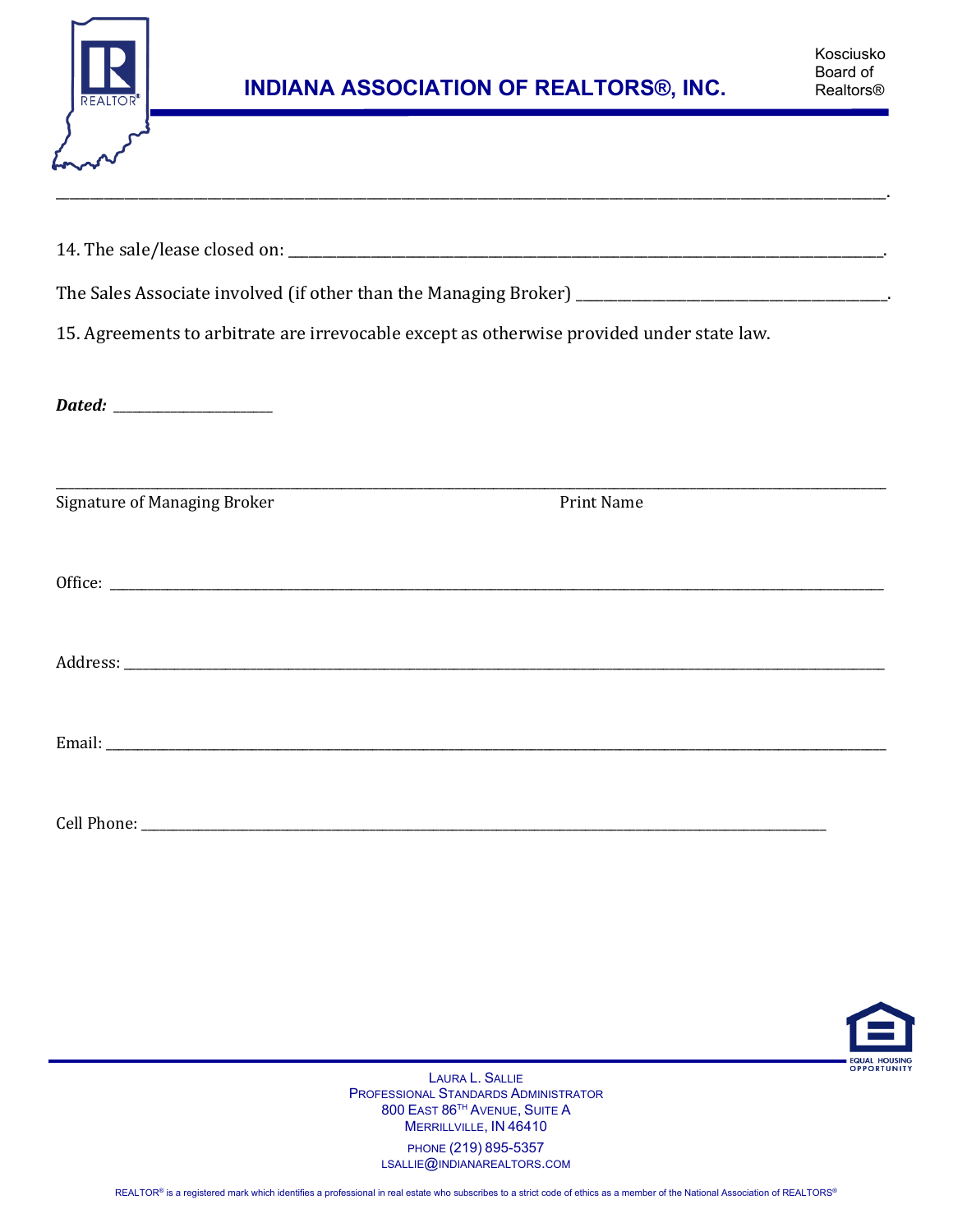_______________________________________________________________________________________________________________.

14. The sale/lease closed on: ______________________________________________________________________________.

The Sales Associate involved (if other than the Managing Broker) __________________________________________.

15. Agreements to arbitrate are irrevocable except as otherwise provided under state law.

***Dated:*** ________________________

_______________________________________________________________________________________________________________

Signature of Managing Broker                                                                  Print Name

Office: ________________________________________________________________________________________________________

Address: _______________________________________________________________________________________________________

Email: _________________________________________________________________________________________________________

Cell Phone: ____________________________________________________________________________________________

Laura L. Sallie
Professional Standards Administrator
800 East 86th Avenue, Suite A
Merrillville, IN 46410
Phone (219) 895-5357
LSALLIE@INDIANAREALTORS.COM